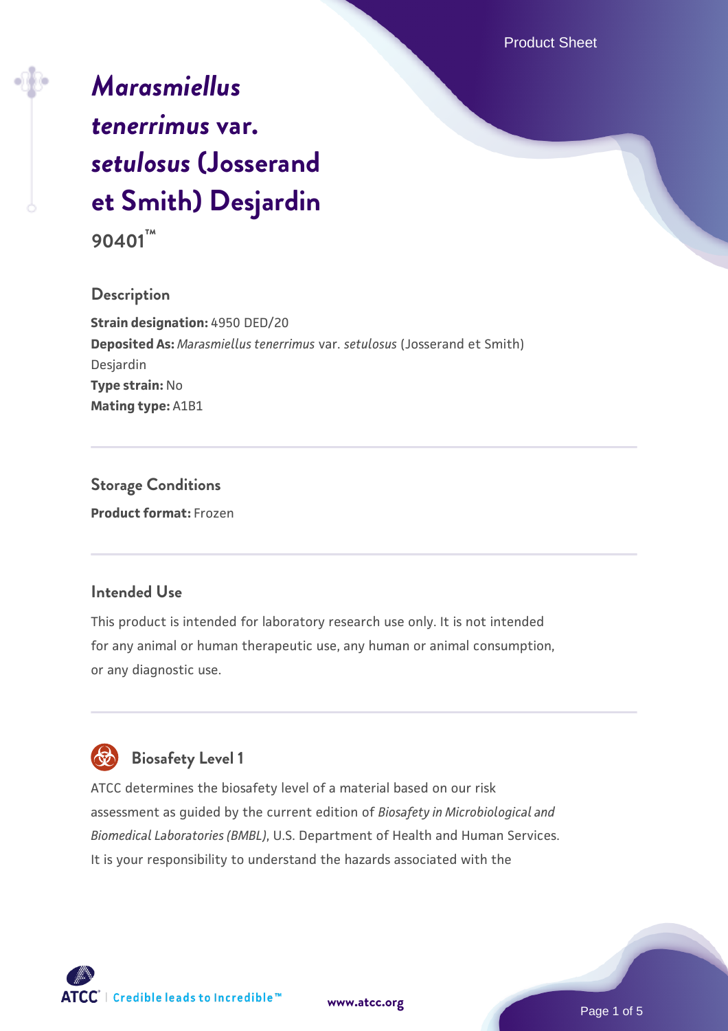# *Marasmiellus tenerrimus* var. *setulosus* (Josserand et Smith) Desjardin

**90401™**

## Description

**Strain designation:** 4950 DED/20
**Deposited As:** *Marasmiellus tenerrimus* var. *setulosus* (Josserand et Smith) Desjardin
**Type strain:** No
**Mating type:** A1B1

## Storage Conditions

**Product format:** Frozen

## Intended Use

This product is intended for laboratory research use only. It is not intended for any animal or human therapeutic use, any human or animal consumption, or any diagnostic use.

## Biosafety Level 1

ATCC determines the biosafety level of a material based on our risk assessment as guided by the current edition of *Biosafety in Microbiological and Biomedical Laboratories (BMBL)*, U.S. Department of Health and Human Services. It is your responsibility to understand the hazards associated with the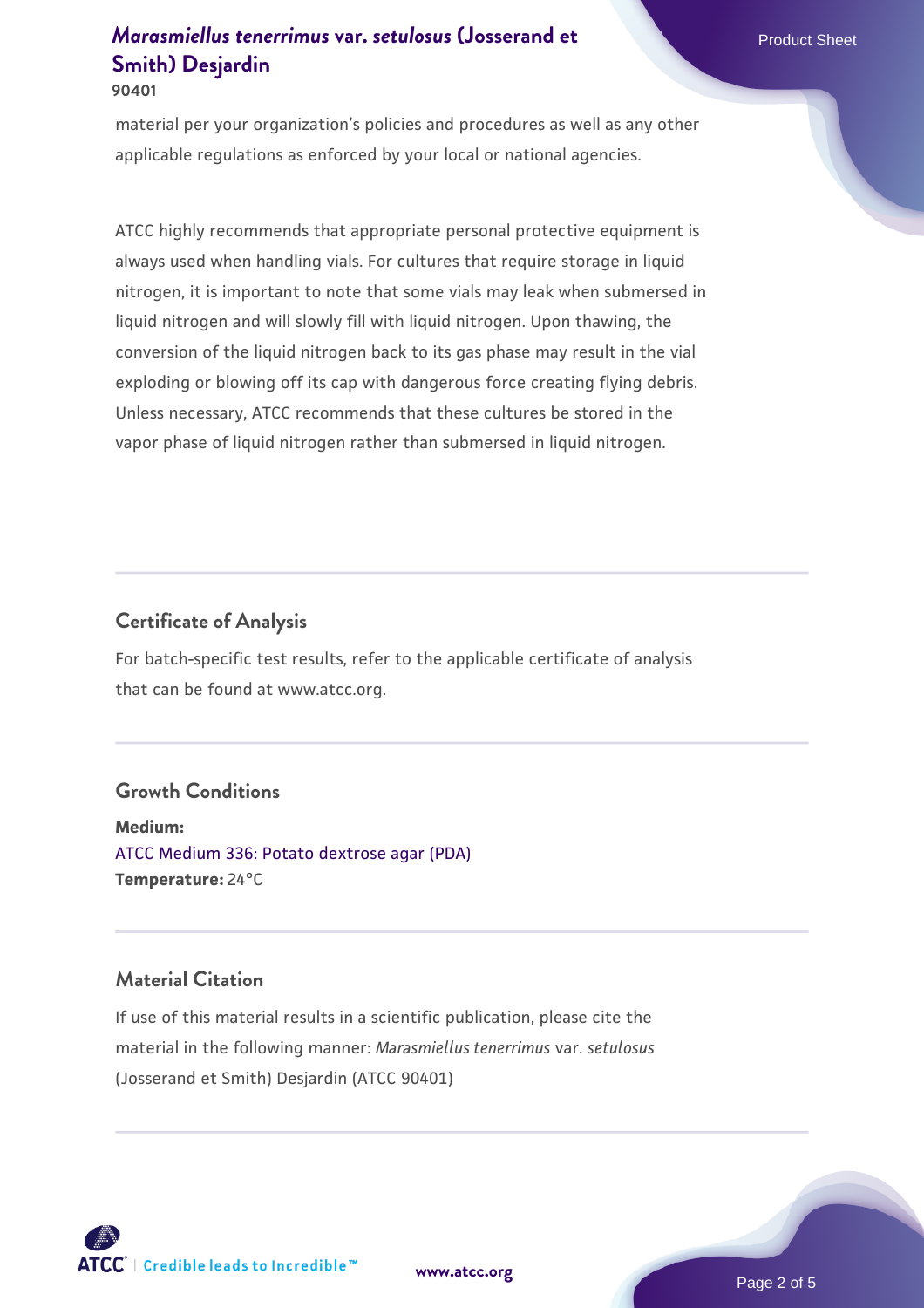material per your organization's policies and procedures as well as any other applicable regulations as enforced by your local or national agencies.

ATCC highly recommends that appropriate personal protective equipment is always used when handling vials. For cultures that require storage in liquid nitrogen, it is important to note that some vials may leak when submersed in liquid nitrogen and will slowly fill with liquid nitrogen. Upon thawing, the conversion of the liquid nitrogen back to its gas phase may result in the vial exploding or blowing off its cap with dangerous force creating flying debris. Unless necessary, ATCC recommends that these cultures be stored in the vapor phase of liquid nitrogen rather than submersed in liquid nitrogen.

## Certificate of Analysis

For batch-specific test results, refer to the applicable certificate of analysis that can be found at www.atcc.org.

## Growth Conditions

**Medium:**
ATCC Medium 336: Potato dextrose agar (PDA)
**Temperature:** 24°C

## Material Citation

If use of this material results in a scientific publication, please cite the material in the following manner: *Marasmiellus tenerrimus* var. *setulosus* (Josserand et Smith) Desjardin (ATCC 90401)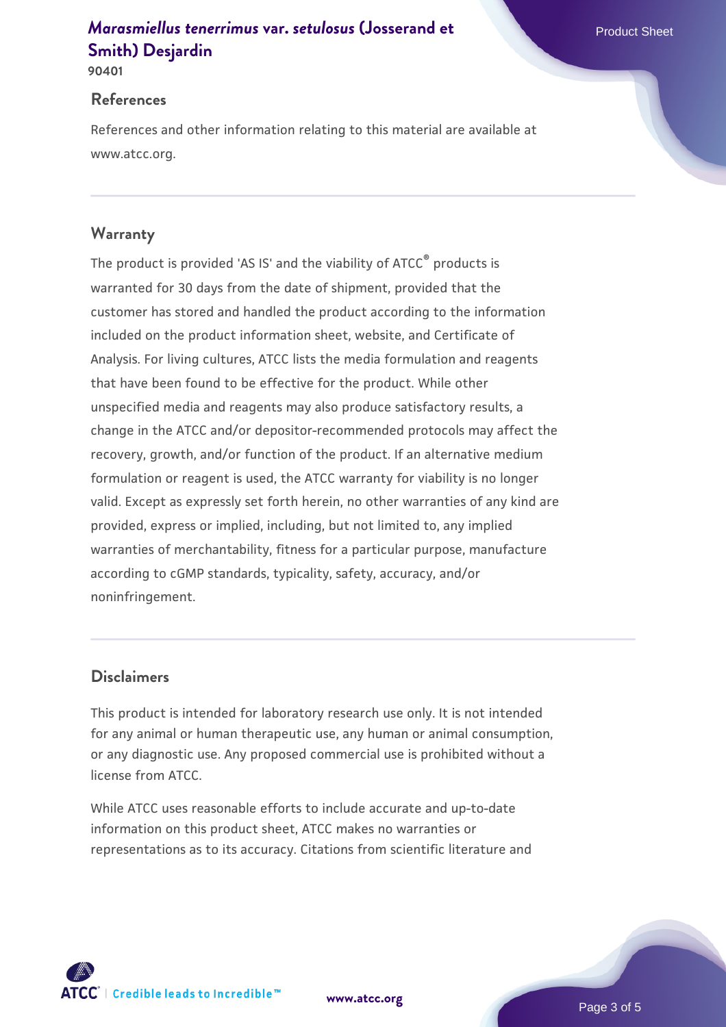## References

References and other information relating to this material are available at www.atcc.org.

## Warranty

The product is provided 'AS IS' and the viability of ATCC® products is warranted for 30 days from the date of shipment, provided that the customer has stored and handled the product according to the information included on the product information sheet, website, and Certificate of Analysis. For living cultures, ATCC lists the media formulation and reagents that have been found to be effective for the product. While other unspecified media and reagents may also produce satisfactory results, a change in the ATCC and/or depositor-recommended protocols may affect the recovery, growth, and/or function of the product. If an alternative medium formulation or reagent is used, the ATCC warranty for viability is no longer valid. Except as expressly set forth herein, no other warranties of any kind are provided, express or implied, including, but not limited to, any implied warranties of merchantability, fitness for a particular purpose, manufacture according to cGMP standards, typicality, safety, accuracy, and/or noninfringement.

## Disclaimers

This product is intended for laboratory research use only. It is not intended for any animal or human therapeutic use, any human or animal consumption, or any diagnostic use. Any proposed commercial use is prohibited without a license from ATCC.

While ATCC uses reasonable efforts to include accurate and up-to-date information on this product sheet, ATCC makes no warranties or representations as to its accuracy. Citations from scientific literature and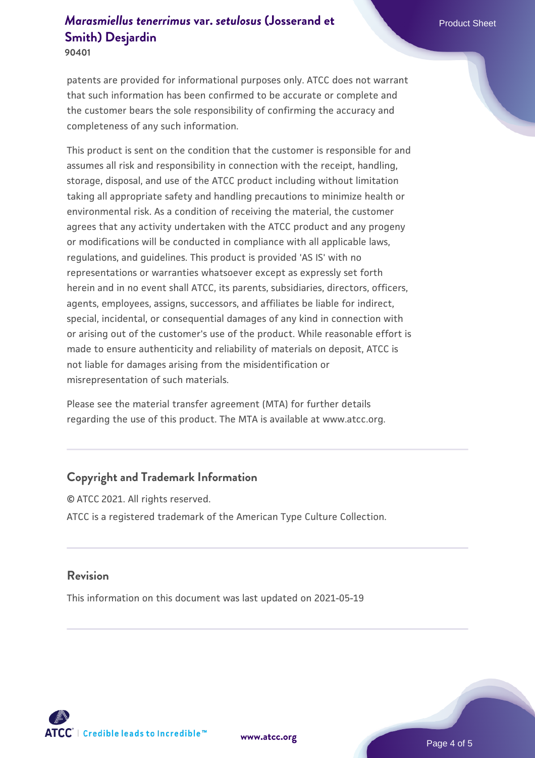patents are provided for informational purposes only. ATCC does not warrant that such information has been confirmed to be accurate or complete and the customer bears the sole responsibility of confirming the accuracy and completeness of any such information.

This product is sent on the condition that the customer is responsible for and assumes all risk and responsibility in connection with the receipt, handling, storage, disposal, and use of the ATCC product including without limitation taking all appropriate safety and handling precautions to minimize health or environmental risk. As a condition of receiving the material, the customer agrees that any activity undertaken with the ATCC product and any progeny or modifications will be conducted in compliance with all applicable laws, regulations, and guidelines. This product is provided 'AS IS' with no representations or warranties whatsoever except as expressly set forth herein and in no event shall ATCC, its parents, subsidiaries, directors, officers, agents, employees, assigns, successors, and affiliates be liable for indirect, special, incidental, or consequential damages of any kind in connection with or arising out of the customer's use of the product. While reasonable effort is made to ensure authenticity and reliability of materials on deposit, ATCC is not liable for damages arising from the misidentification or misrepresentation of such materials.

Please see the material transfer agreement (MTA) for further details regarding the use of this product. The MTA is available at www.atcc.org.

## Copyright and Trademark Information

© ATCC 2021. All rights reserved.

ATCC is a registered trademark of the American Type Culture Collection.

## Revision

This information on this document was last updated on 2021-05-19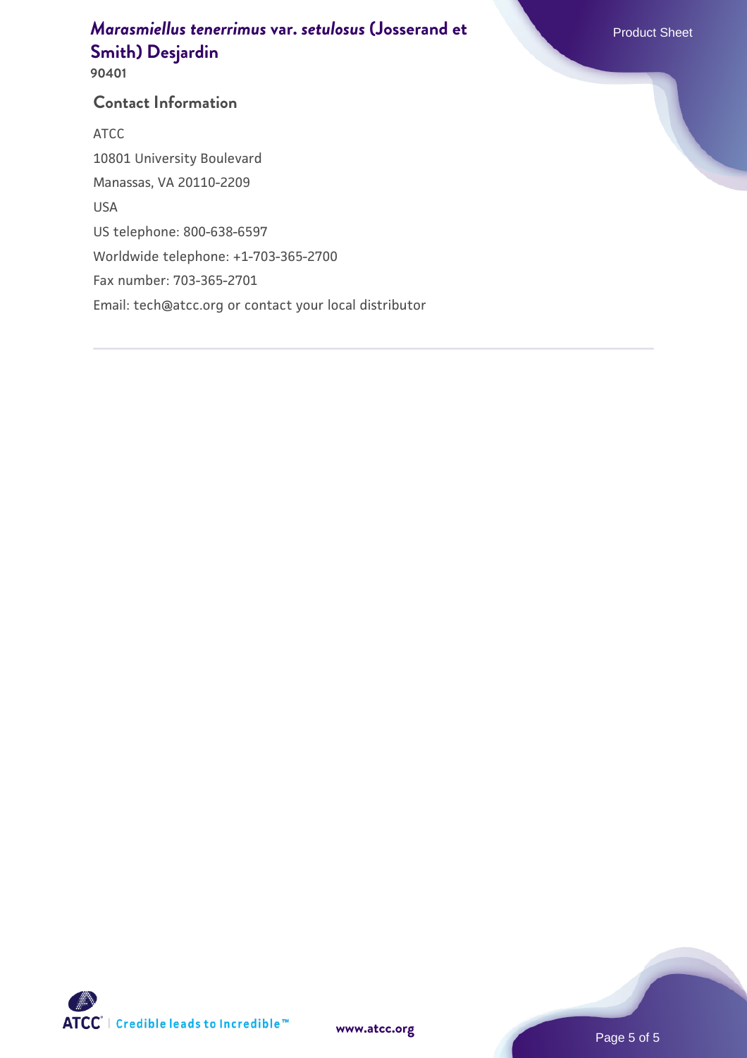## Contact Information

ATCC

10801 University Boulevard

Manassas, VA 20110-2209

USA

US telephone: 800-638-6597

Worldwide telephone: +1-703-365-2700

Fax number: 703-365-2701

Email: tech@atcc.org or contact your local distributor